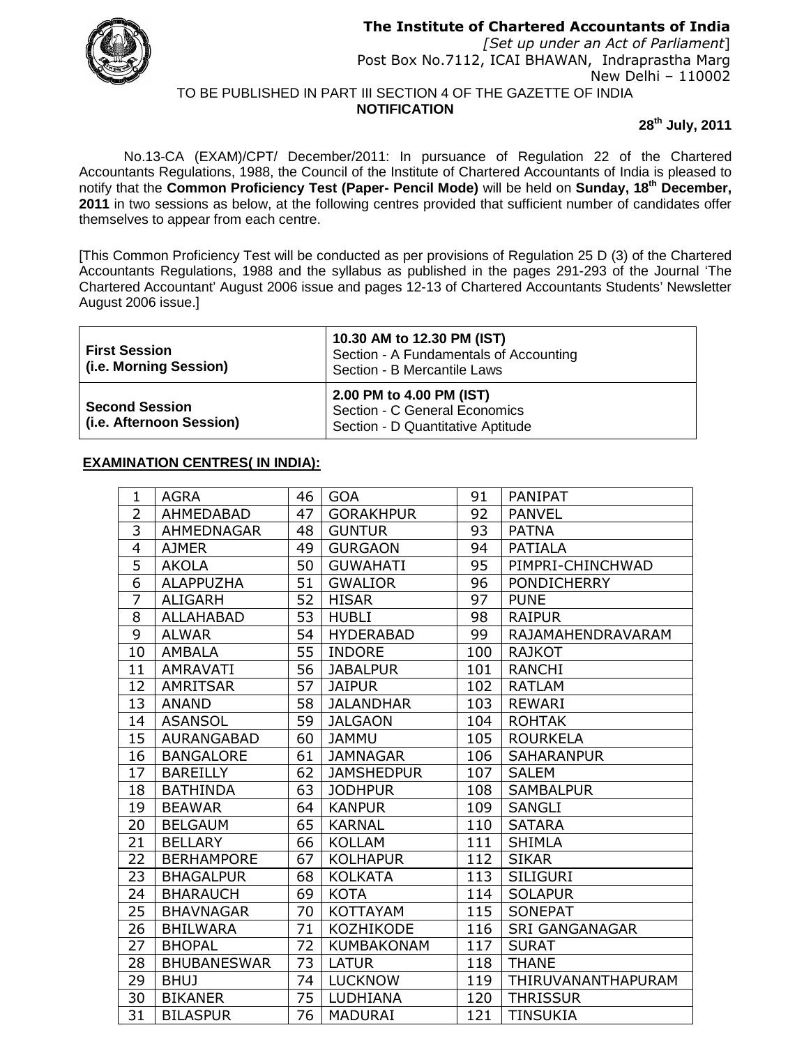# The Institute of Chartered Accountants of India

*[Set up under an Act of Parliament]*
Post Box No.7112, ICAI BHAWAN, Indraprastha Marg
New Delhi – 110002

TO BE PUBLISHED IN PART III SECTION 4 OF THE GAZETTE OF INDIA

**NOTIFICATION**

**28th July, 2011**

No.13-CA (EXAM)/CPT/ December/2011: In pursuance of Regulation 22 of the Chartered Accountants Regulations, 1988, the Council of the Institute of Chartered Accountants of India is pleased to notify that the **Common Proficiency Test (Paper- Pencil Mode)** will be held on **Sunday, 18th December, 2011** in two sessions as below, at the following centres provided that sufficient number of candidates offer themselves to appear from each centre.

[This Common Proficiency Test will be conducted as per provisions of Regulation 25 D (3) of the Chartered Accountants Regulations, 1988 and the syllabus as published in the pages 291-293 of the Journal 'The Chartered Accountant' August 2006 issue and pages 12-13 of Chartered Accountants Students' Newsletter August 2006 issue.]

| | |
|---|---|
| **First Session (i.e. Morning Session)** | **10.30 AM to 12.30 PM (IST)**<br>Section - A Fundamentals of Accounting<br>Section - B Mercantile Laws |
| **Second Session (i.e. Afternoon Session)** | **2.00 PM to 4.00 PM (IST)**<br>Section - C General Economics<br>Section - D Quantitative Aptitude |

**EXAMINATION CENTRES( IN INDIA):**

| | | | | | |
|---|---|---|---|---|---|
| 1 | AGRA | 46 | GOA | 91 | PANIPAT |
| 2 | AHMEDABAD | 47 | GORAKHPUR | 92 | PANVEL |
| 3 | AHMEDNAGAR | 48 | GUNTUR | 93 | PATNA |
| 4 | AJMER | 49 | GURGAON | 94 | PATIALA |
| 5 | AKOLA | 50 | GUWAHATI | 95 | PIMPRI-CHINCHWAD |
| 6 | ALAPPUZHA | 51 | GWALIOR | 96 | PONDICHERRY |
| 7 | ALIGARH | 52 | HISAR | 97 | PUNE |
| 8 | ALLAHABAD | 53 | HUBLI | 98 | RAIPUR |
| 9 | ALWAR | 54 | HYDERABAD | 99 | RAJAMAHENDRAVARAM |
| 10 | AMBALA | 55 | INDORE | 100 | RAJKOT |
| 11 | AMRAVATI | 56 | JABALPUR | 101 | RANCHI |
| 12 | AMRITSAR | 57 | JAIPUR | 102 | RATLAM |
| 13 | ANAND | 58 | JALANDHAR | 103 | REWARI |
| 14 | ASANSOL | 59 | JALGAON | 104 | ROHTAK |
| 15 | AURANGABAD | 60 | JAMMU | 105 | ROURKELA |
| 16 | BANGALORE | 61 | JAMNAGAR | 106 | SAHARANPUR |
| 17 | BAREILLY | 62 | JAMSHEDPUR | 107 | SALEM |
| 18 | BATHINDA | 63 | JODHPUR | 108 | SAMBALPUR |
| 19 | BEAWAR | 64 | KANPUR | 109 | SANGLI |
| 20 | BELGAUM | 65 | KARNAL | 110 | SATARA |
| 21 | BELLARY | 66 | KOLLAM | 111 | SHIMLA |
| 22 | BERHAMPORE | 67 | KOLHAPUR | 112 | SIKAR |
| 23 | BHAGALPUR | 68 | KOLKATA | 113 | SILIGURI |
| 24 | BHARAUCH | 69 | KOTA | 114 | SOLAPUR |
| 25 | BHAVNAGAR | 70 | KOTTAYAM | 115 | SONEPAT |
| 26 | BHILWARA | 71 | KOZHIKODE | 116 | SRI GANGANAGAR |
| 27 | BHOPAL | 72 | KUMBAKONAM | 117 | SURAT |
| 28 | BHUBANESWAR | 73 | LATUR | 118 | THANE |
| 29 | BHUJ | 74 | LUCKNOW | 119 | THIRUVANANTHAPURAM |
| 30 | BIKANER | 75 | LUDHIANA | 120 | THRISSUR |
| 31 | BILASPUR | 76 | MADURAI | 121 | TINSUKIA |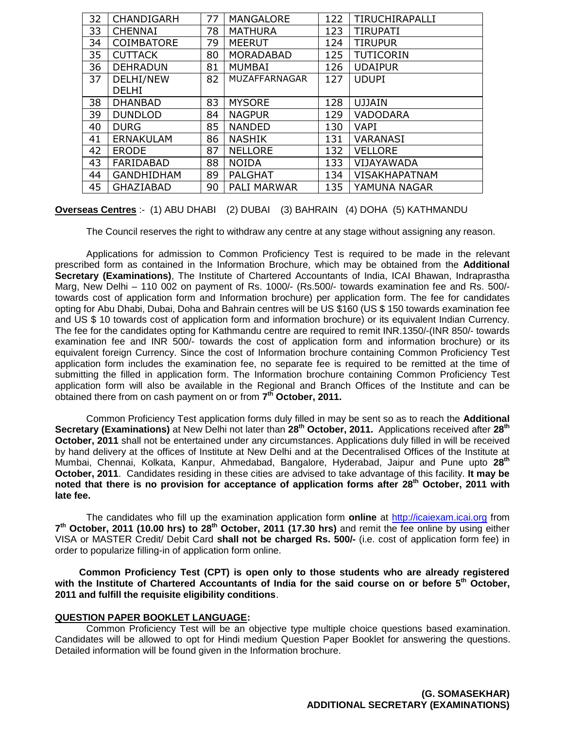| | | | | | |
|---|---|---|---|---|---|
| 32 | CHANDIGARH | 77 | MANGALORE | 122 | TIRUCHIRAPALLI |
| 33 | CHENNAI | 78 | MATHURA | 123 | TIRUPATI |
| 34 | COIMBATORE | 79 | MEERUT | 124 | TIRUPUR |
| 35 | CUTTACK | 80 | MORADABAD | 125 | TUTICORIN |
| 36 | DEHRADUN | 81 | MUMBAI | 126 | UDAIPUR |
| 37 | DELHI/NEW DELHI | 82 | MUZAFFARNAGAR | 127 | UDUPI |
| 38 | DHANBAD | 83 | MYSORE | 128 | UJJAIN |
| 39 | DUNDLOD | 84 | NAGPUR | 129 | VADODARA |
| 40 | DURG | 85 | NANDED | 130 | VAPI |
| 41 | ERNAKULAM | 86 | NASHIK | 131 | VARANASI |
| 42 | ERODE | 87 | NELLORE | 132 | VELLORE |
| 43 | FARIDABAD | 88 | NOIDA | 133 | VIJAYAWADA |
| 44 | GANDHIDHAM | 89 | PALGHAT | 134 | VISAKHAPATNAM |
| 45 | GHAZIABAD | 90 | PALI MARWAR | 135 | YAMUNA NAGAR |

**Overseas Centres** :- (1) ABU DHABI (2) DUBAI (3) BAHRAIN (4) DOHA (5) KATHMANDU

The Council reserves the right to withdraw any centre at any stage without assigning any reason.

Applications for admission to Common Proficiency Test is required to be made in the relevant prescribed form as contained in the Information Brochure, which may be obtained from the **Additional Secretary (Examinations)**, The Institute of Chartered Accountants of India, ICAI Bhawan, Indraprastha Marg, New Delhi – 110 002 on payment of Rs. 1000/- (Rs.500/- towards examination fee and Rs. 500/- towards cost of application form and Information brochure) per application form. The fee for candidates opting for Abu Dhabi, Dubai, Doha and Bahrain centres will be US $160 (US $ 150 towards examination fee and US $ 10 towards cost of application form and information brochure) or its equivalent Indian Currency. The fee for the candidates opting for Kathmandu centre are required to remit INR.1350/-(INR 850/- towards examination fee and INR 500/- towards the cost of application form and information brochure) or its equivalent foreign Currency. Since the cost of Information brochure containing Common Proficiency Test application form includes the examination fee, no separate fee is required to be remitted at the time of submitting the filled in application form. The Information brochure containing Common Proficiency Test application form will also be available in the Regional and Branch Offices of the Institute and can be obtained there from on cash payment on or from **7th October, 2011.**

Common Proficiency Test application forms duly filled in may be sent so as to reach the **Additional Secretary (Examinations)** at New Delhi not later than **28th October, 2011.** Applications received after **28th October, 2011** shall not be entertained under any circumstances. Applications duly filled in will be received by hand delivery at the offices of Institute at New Delhi and at the Decentralised Offices of the Institute at Mumbai, Chennai, Kolkata, Kanpur, Ahmedabad, Bangalore, Hyderabad, Jaipur and Pune upto **28th October, 2011**. Candidates residing in these cities are advised to take advantage of this facility. **It may be noted that there is no provision for acceptance of application forms after 28th October, 2011 with late fee.**

The candidates who fill up the examination application form **online** at http://icaiexam.icai.org from **7th October, 2011 (10.00 hrs) to 28th October, 2011 (17.30 hrs)** and remit the fee online by using either VISA or MASTER Credit/ Debit Card **shall not be charged Rs. 500/-** (i.e. cost of application form fee) in order to popularize filling-in of application form online.

**Common Proficiency Test (CPT) is open only to those students who are already registered with the Institute of Chartered Accountants of India for the said course on or before 5th October, 2011 and fulfill the requisite eligibility conditions**.

**QUESTION PAPER BOOKLET LANGUAGE:**

Common Proficiency Test will be an objective type multiple choice questions based examination. Candidates will be allowed to opt for Hindi medium Question Paper Booklet for answering the questions. Detailed information will be found given in the Information brochure.

**(G. SOMASEKHAR)**
**ADDITIONAL SECRETARY (EXAMINATIONS)**